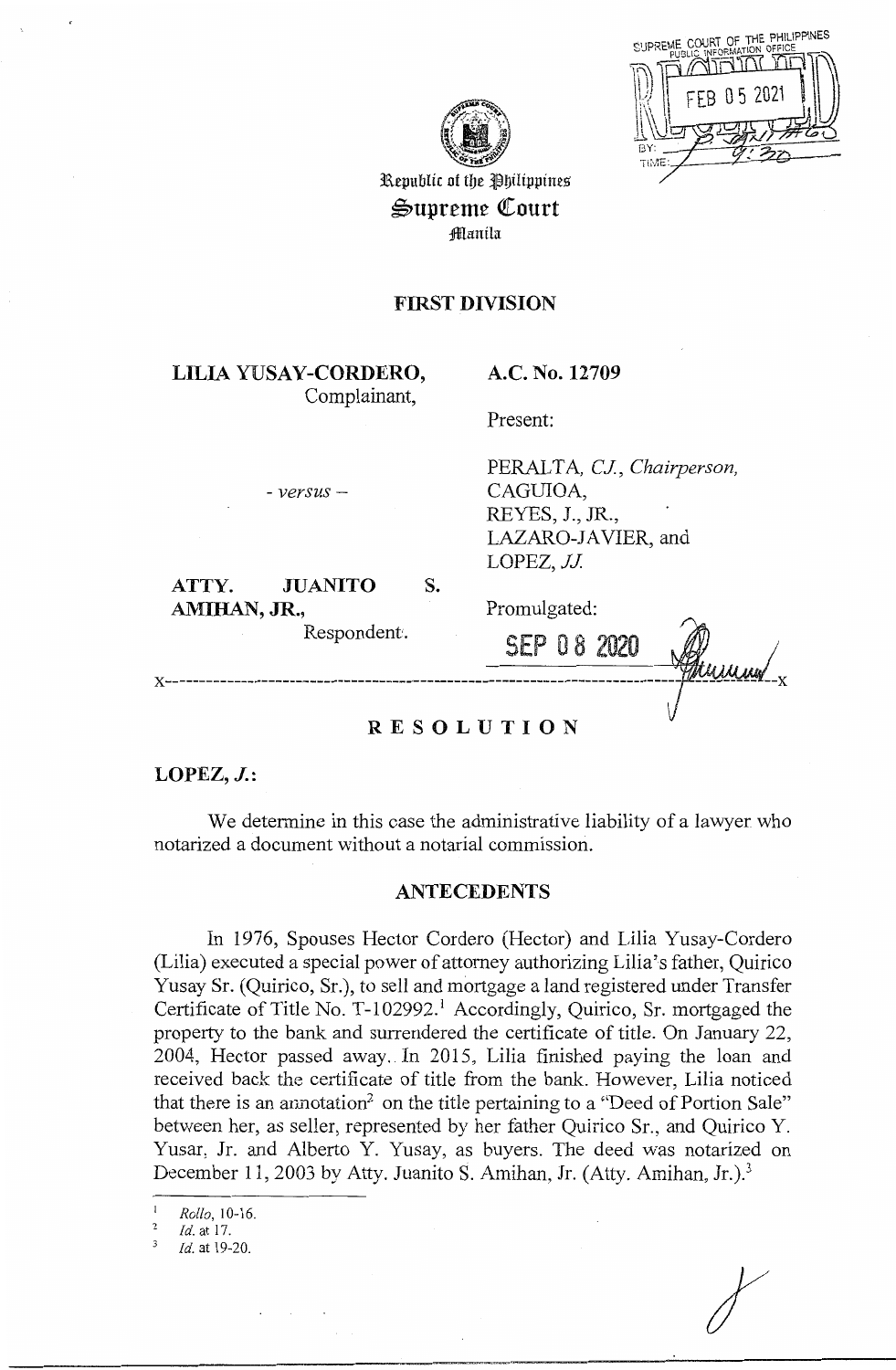Republic of the Philippines
**Supreme Court**
Manila

## FIRST DIVISION

**LILIA YUSAY-CORDERO,**
Complainant,

- *versus* -

**ATTY. JUANITO S. AMIHAN, JR.,**
Respondent.

**A.C. No. 12709**

Present:

PERALTA, *CJ., Chairperson,*
CAGUIOA,
REYES, J., JR.,
LAZARO-JAVIER, and
LOPEZ, *JJ.*

Promulgated:

SEP 08 2020

x-----------------------------------------------------------------------------------x

## RESOLUTION

**LOPEZ, *J.*:**

We determine in this case the administrative liability of a lawyer who notarized a document without a notarial commission.

## ANTECEDENTS

In 1976, Spouses Hector Cordero (Hector) and Lilia Yusay-Cordero (Lilia) executed a special power of attorney authorizing Lilia's father, Quirico Yusay Sr. (Quirico, Sr.), to sell and mortgage a land registered under Transfer Certificate of Title No. T-102992.[1] Accordingly, Quirico, Sr. mortgaged the property to the bank and surrendered the certificate of title. On January 22, 2004, Hector passed away. In 2015, Lilia finished paying the loan and received back the certificate of title from the bank. However, Lilia noticed that there is an annotation[2] on the title pertaining to a "Deed of Portion Sale" between her, as seller, represented by her father Quirico Sr., and Quirico Y. Yusar, Jr. and Alberto Y. Yusay, as buyers. The deed was notarized on December 11, 2003 by Atty. Juanito S. Amihan, Jr. (Atty. Amihan, Jr.).[3]

---

[1] *Rollo*, 10-16.
[2] *Id.* at 17.
[3] *Id.* at 19-20.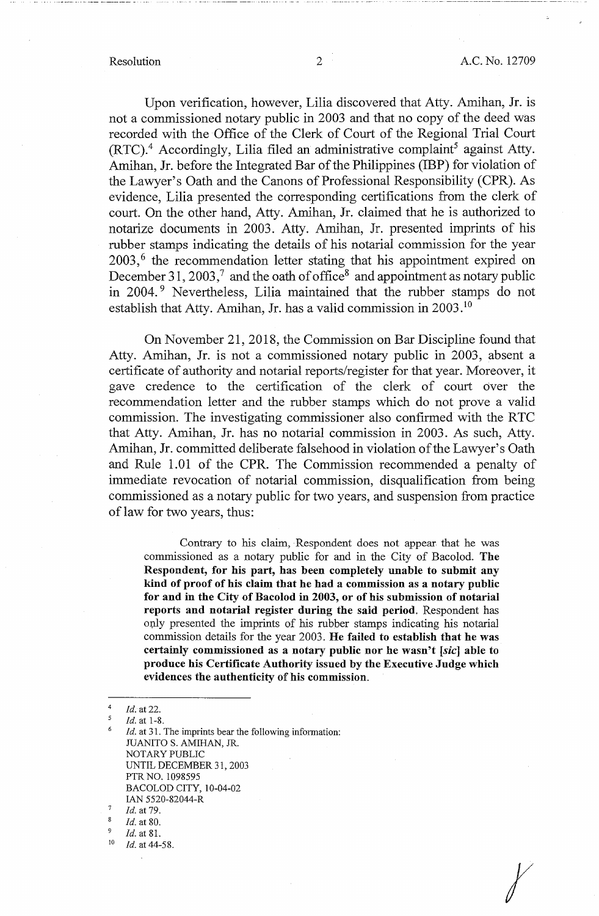Upon verification, however, Lilia discovered that Atty. Amihan, Jr. is not a commissioned notary public in 2003 and that no copy of the deed was recorded with the Office of the Clerk of Court of the Regional Trial Court (RTC).[4] Accordingly, Lilia filed an administrative complaint[5] against Atty. Amihan, Jr. before the Integrated Bar of the Philippines (IBP) for violation of the Lawyer's Oath and the Canons of Professional Responsibility (CPR). As evidence, Lilia presented the corresponding certifications from the clerk of court. On the other hand, Atty. Amihan, Jr. claimed that he is authorized to notarize documents in 2003. Atty. Amihan, Jr. presented imprints of his rubber stamps indicating the details of his notarial commission for the year 2003,[6] the recommendation letter stating that his appointment expired on December 31, 2003,[7] and the oath of office[8] and appointment as notary public in 2004.[9] Nevertheless, Lilia maintained that the rubber stamps do not establish that Atty. Amihan, Jr. has a valid commission in 2003.[10]

On November 21, 2018, the Commission on Bar Discipline found that Atty. Amihan, Jr. is not a commissioned notary public in 2003, absent a certificate of authority and notarial reports/register for that year. Moreover, it gave credence to the certification of the clerk of court over the recommendation letter and the rubber stamps which do not prove a valid commission. The investigating commissioner also confirmed with the RTC that Atty. Amihan, Jr. has no notarial commission in 2003. As such, Atty. Amihan, Jr. committed deliberate falsehood in violation of the Lawyer's Oath and Rule 1.01 of the CPR. The Commission recommended a penalty of immediate revocation of notarial commission, disqualification from being commissioned as a notary public for two years, and suspension from practice of law for two years, thus:

> Contrary to his claim, Respondent does not appear that he was commissioned as a notary public for and in the City of Bacolod. **The Respondent, for his part, has been completely unable to submit any kind of proof of his claim that he had a commission as a notary public for and in the City of Bacolod in 2003, or of his submission of notarial reports and notarial register during the said period.** Respondent has only presented the imprints of his rubber stamps indicating his notarial commission details for the year 2003. **He failed to establish that he was certainly commissioned as a notary public nor he wasn't [*sic*] able to produce his Certificate Authority issued by the Executive Judge which evidences the authenticity of his commission.**

---

[4] *Id.* at 22.

[5] *Id.* at 1-8.

[6] *Id.* at 31. The imprints bear the following information:
JUANITO S. AMIHAN, JR.
NOTARY PUBLIC
UNTIL DECEMBER 31, 2003
PTR NO. 1098595
BACOLOD CITY, 10-04-02
IAN 5520-82044-R

[7] *Id.* at 79.

[8] *Id.* at 80.

[9] *Id.* at 81.

[10] *Id.* at 44-58.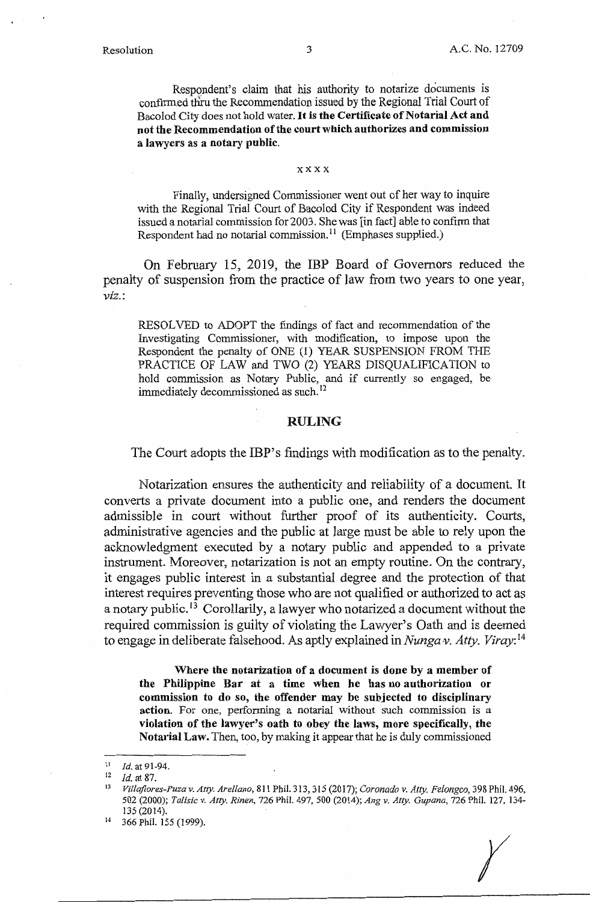> Respondent's claim that his authority to notarize documents is confirmed thru the Recommendation issued by the Regional Trial Court of Bacolod City does not hold water. **It is the Certificate of Notarial Act and not the Recommendation of the court which authorizes and commission a lawyers as a notary public.**
>
> xxxx
>
> Finally, undersigned Commissioner went out of her way to inquire with the Regional Trial Court of Bacolod City if Respondent was indeed issued a notarial commission for 2003. She was [in fact] able to confirm that Respondent had no notarial commission.[11] (Emphases supplied.)

On February 15, 2019, the IBP Board of Governors reduced the penalty of suspension from the practice of law from two years to one year, *viz.*:

> RESOLVED to ADOPT the findings of fact and recommendation of the Investigating Commissioner, with modification, to impose upon the Respondent the penalty of ONE (1) YEAR SUSPENSION FROM THE PRACTICE OF LAW and TWO (2) YEARS DISQUALIFICATION to hold commission as Notary Public, and if currently so engaged, be immediately decommissioned as such.[12]

## RULING

The Court adopts the IBP's findings with modification as to the penalty.

Notarization ensures the authenticity and reliability of a document. It converts a private document into a public one, and renders the document admissible in court without further proof of its authenticity. Courts, administrative agencies and the public at large must be able to rely upon the acknowledgment executed by a notary public and appended to a private instrument. Moreover, notarization is not an empty routine. On the contrary, it engages public interest in a substantial degree and the protection of that interest requires preventing those who are not qualified or authorized to act as a notary public.[13] Corollarily, a lawyer who notarized a document without the required commission is guilty of violating the Lawyer's Oath and is deemed to engage in deliberate falsehood. As aptly explained in *Nunga v. Atty. Viray*:[14]

> **Where the notarization of a document is done by a member of the Philippine Bar at a time when he has no authorization or commission to do so, the offender may be subjected to disciplinary action.** For one, performing a notarial without such commission is a **violation of the lawyer's oath to obey the laws, more specifically, the Notarial Law.** Then, too, by making it appear that he is duly commissioned

---

[11] *Id.* at 91-94.

[12] *Id.* at 87.

[13] *Villaflores-Puza v. Atty. Arellano*, 811 Phil. 313, 315 (2017); *Coronado v. Atty. Felongco*, 398 Phil. 496, 502 (2000); *Talisic v. Atty. Rinen*, 726 Phil. 497, 500 (2014); *Ang v. Atty. Gupana*, 726 Phil. 127, 134-135 (2014).

[14] 366 Phil. 155 (1999).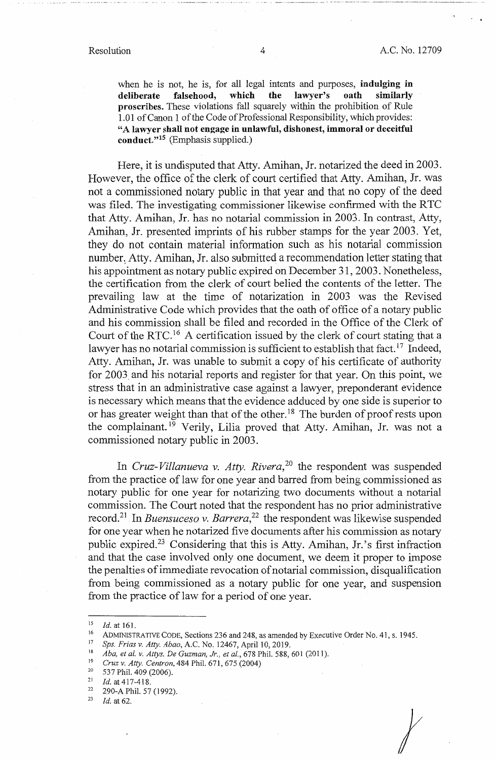> when he is not, he is, for all legal intents and purposes, **indulging in deliberate falsehood, which the lawyer's oath similarly proscribes.** These violations fall squarely within the prohibition of Rule 1.01 of Canon 1 of the Code of Professional Responsibility, which provides: **"A lawyer shall not engage in unlawful, dishonest, immoral or deceitful conduct."**[15] (Emphasis supplied.)

Here, it is undisputed that Atty. Amihan, Jr. notarized the deed in 2003. However, the office of the clerk of court certified that Atty. Amihan, Jr. was not a commissioned notary public in that year and that no copy of the deed was filed. The investigating commissioner likewise confirmed with the RTC that Atty. Amihan, Jr. has no notarial commission in 2003. In contrast, Atty. Amihan, Jr. presented imprints of his rubber stamps for the year 2003. Yet, they do not contain material information such as his notarial commission number. Atty. Amihan, Jr. also submitted a recommendation letter stating that his appointment as notary public expired on December 31, 2003. Nonetheless, the certification from the clerk of court belied the contents of the letter. The prevailing law at the time of notarization in 2003 was the Revised Administrative Code which provides that the oath of office of a notary public and his commission shall be filed and recorded in the Office of the Clerk of Court of the RTC.[16] A certification issued by the clerk of court stating that a lawyer has no notarial commission is sufficient to establish that fact.[17] Indeed, Atty. Amihan, Jr. was unable to submit a copy of his certificate of authority for 2003 and his notarial reports and register for that year. On this point, we stress that in an administrative case against a lawyer, preponderant evidence is necessary which means that the evidence adduced by one side is superior to or has greater weight than that of the other.[18] The burden of proof rests upon the complainant.[19] Verily, Lilia proved that Atty. Amihan, Jr. was not a commissioned notary public in 2003.

In *Cruz-Villanueva v. Atty. Rivera*,[20] the respondent was suspended from the practice of law for one year and barred from being commissioned as notary public for one year for notarizing two documents without a notarial commission. The Court noted that the respondent has no prior administrative record.[21] In *Buensuceso v. Barrera*,[22] the respondent was likewise suspended for one year when he notarized five documents after his commission as notary public expired.[23] Considering that this is Atty. Amihan, Jr.'s first infraction and that the case involved only one document, we deem it proper to impose the penalties of immediate revocation of notarial commission, disqualification from being commissioned as a notary public for one year, and suspension from the practice of law for a period of one year.

---

[15] *Id.* at 161.

[16] ADMINISTRATIVE CODE, Sections 236 and 248, as amended by Executive Order No. 41, s. 1945.

[17] *Sps. Frias v. Atty. Abao*, A.C. No. 12467, April 10, 2019.

[18] *Aba, et al. v. Attys. De Guzman, Jr., et al.*, 678 Phil. 588, 601 (2011).

[19] *Cruz v. Atty. Centron*, 484 Phil. 671, 675 (2004)

[20] 537 Phil. 409 (2006).

[21] *Id.* at 417-418.

[22] 290-A Phil. 57 (1992).

[23] *Id.* at 62.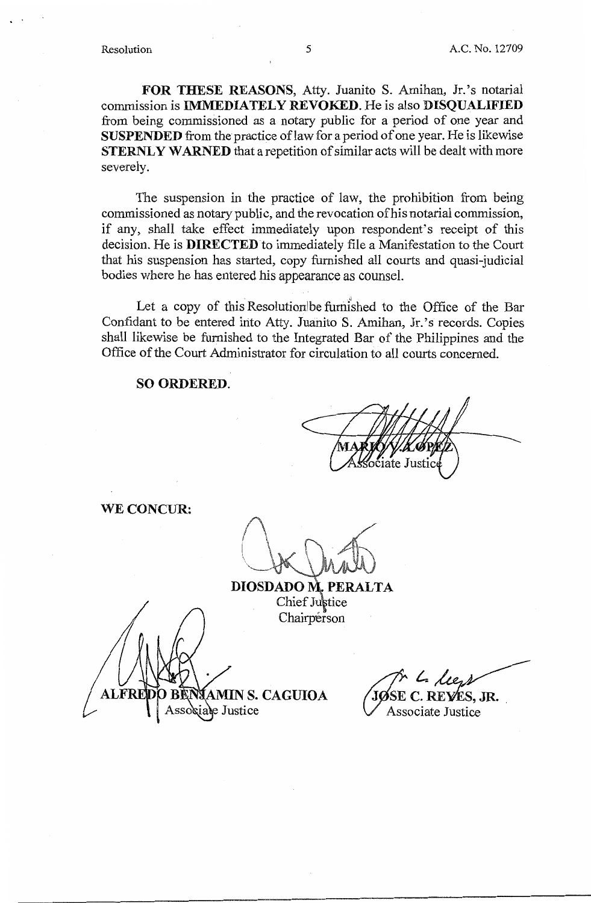**FOR THESE REASONS**, Atty. Juanito S. Amihan, Jr.'s notarial commission is **IMMEDIATELY REVOKED**. He is also **DISQUALIFIED** from being commissioned as a notary public for a period of one year and **SUSPENDED** from the practice of law for a period of one year. He is likewise **STERNLY WARNED** that a repetition of similar acts will be dealt with more severely.

The suspension in the practice of law, the prohibition from being commissioned as notary public, and the revocation of his notarial commission, if any, shall take effect immediately upon respondent's receipt of this decision. He is **DIRECTED** to immediately file a Manifestation to the Court that his suspension has started, copy furnished all courts and quasi-judicial bodies where he has entered his appearance as counsel.

Let a copy of this Resolution be furnished to the Office of the Bar Confidant to be entered into Atty. Juanito S. Amihan, Jr.'s records. Copies shall likewise be furnished to the Integrated Bar of the Philippines and the Office of the Court Administrator for circulation to all courts concerned.

**SO ORDERED.**

MARIO V. LOPEZ
Associate Justice

**WE CONCUR:**

**DIOSDADO M. PERALTA**
Chief Justice
Chairperson

**ALFREDO BENJAMIN S. CAGUIOA**
Associate Justice

**JOSE C. REYES, JR.**
Associate Justice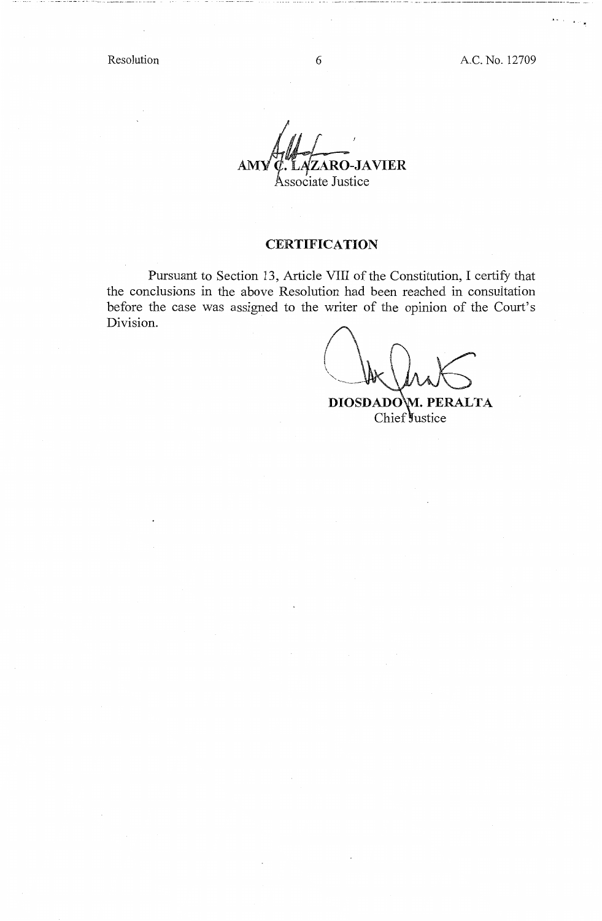**AMY C. LAZARO-JAVIER**
Associate Justice

## CERTIFICATION

Pursuant to Section 13, Article VIII of the Constitution, I certify that the conclusions in the above Resolution had been reached in consultation before the case was assigned to the writer of the opinion of the Court's Division.

**DIOSDADO M. PERALTA**
Chief Justice